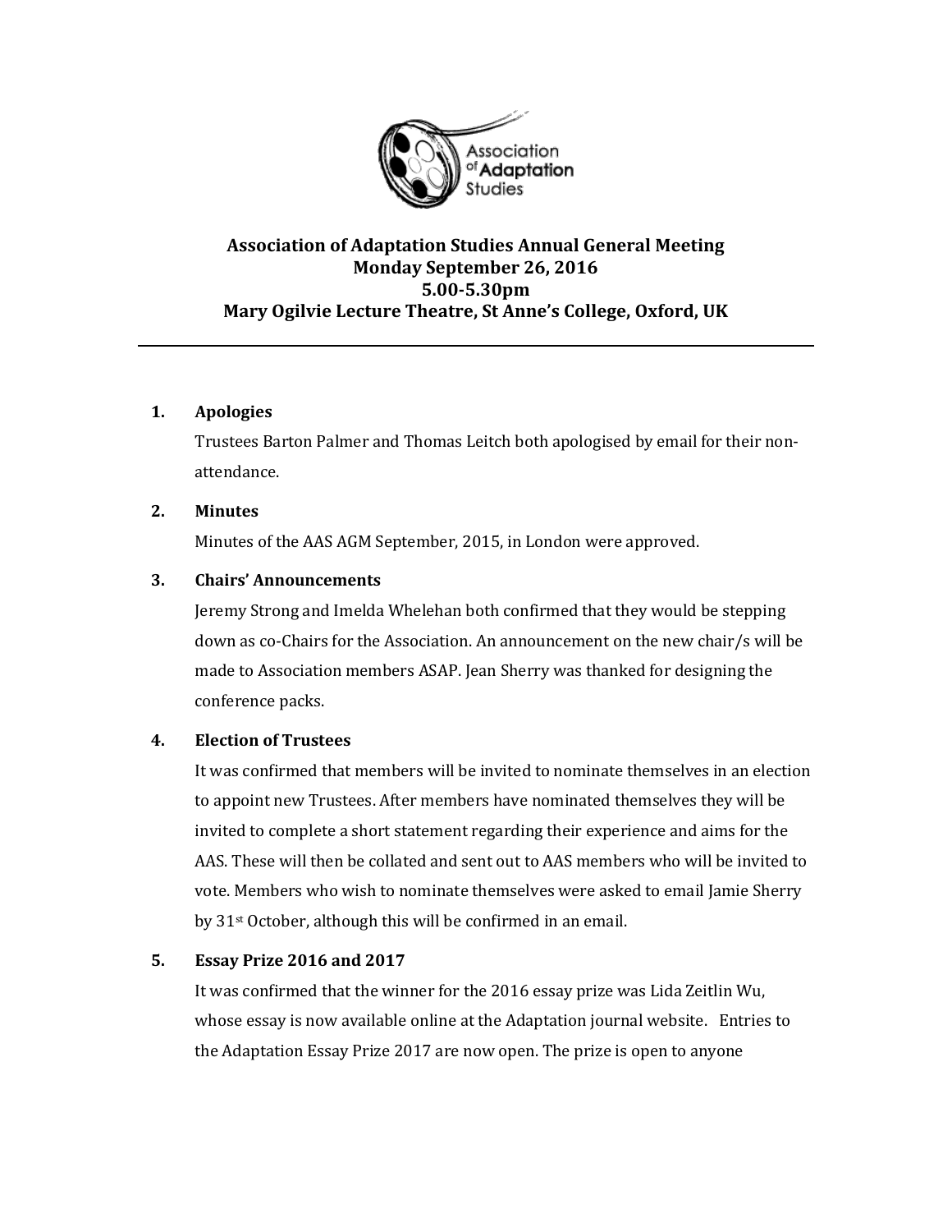# Association of Adaptation Studies Annual General Meeting
## Monday September 26, 2016
## 5.00-5.30pm
## Mary Ogilvie Lecture Theatre, St Anne's College, Oxford, UK

---

1. **Apologies**

   Trustees Barton Palmer and Thomas Leitch both apologised by email for their non-attendance.

2. **Minutes**

   Minutes of the AAS AGM September, 2015, in London were approved.

3. **Chairs' Announcements**

   Jeremy Strong and Imelda Whelehan both confirmed that they would be stepping down as co-Chairs for the Association. An announcement on the new chair/s will be made to Association members ASAP. Jean Sherry was thanked for designing the conference packs.

4. **Election of Trustees**

   It was confirmed that members will be invited to nominate themselves in an election to appoint new Trustees. After members have nominated themselves they will be invited to complete a short statement regarding their experience and aims for the AAS. These will then be collated and sent out to AAS members who will be invited to vote. Members who wish to nominate themselves were asked to email Jamie Sherry by 31st October, although this will be confirmed in an email.

5. **Essay Prize 2016 and 2017**

   It was confirmed that the winner for the 2016 essay prize was Lida Zeitlin Wu, whose essay is now available online at the Adaptation journal website. Entries to the Adaptation Essay Prize 2017 are now open. The prize is open to anyone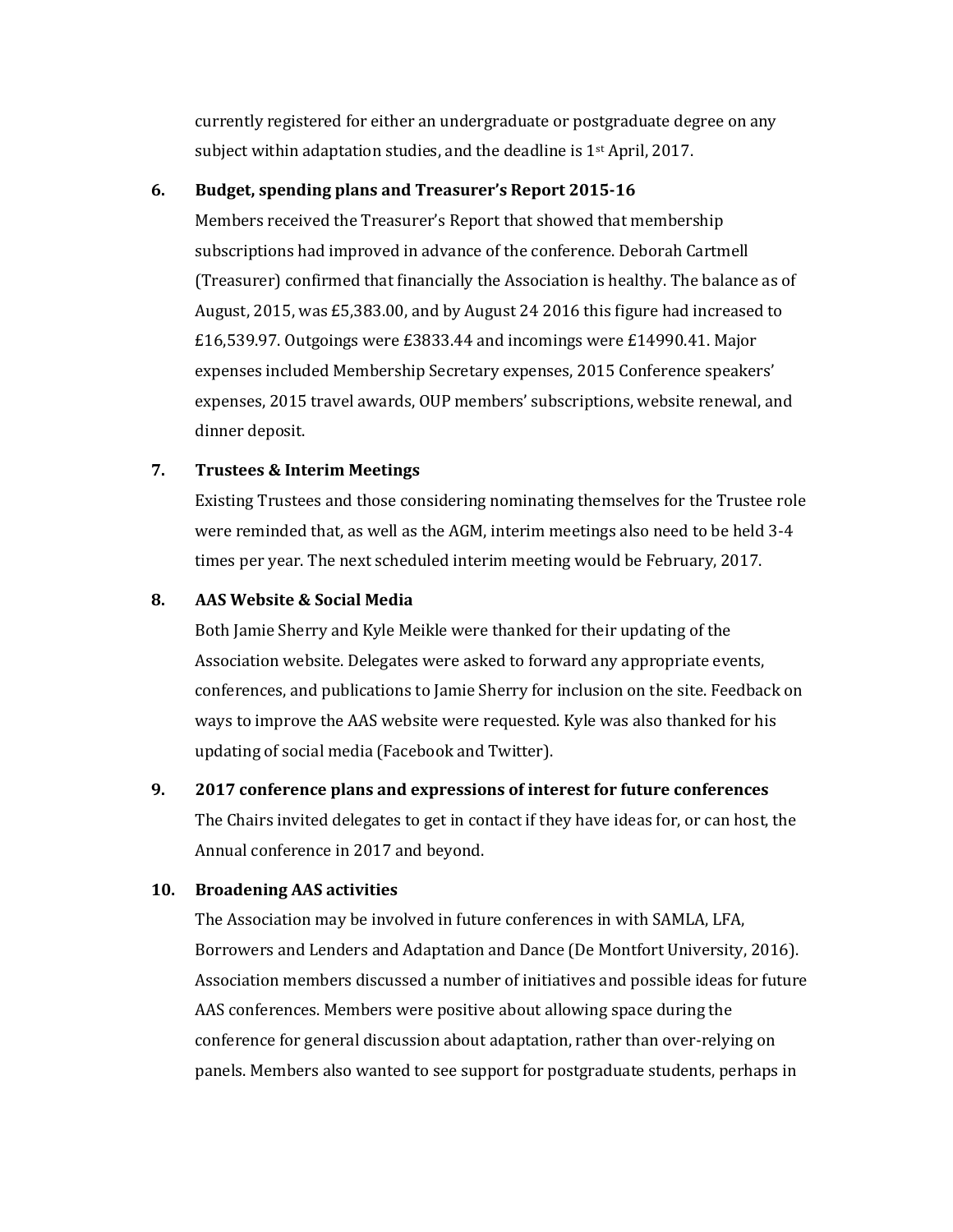currently registered for either an undergraduate or postgraduate degree on any subject within adaptation studies, and the deadline is 1st April, 2017.

**6. Budget, spending plans and Treasurer's Report 2015-16**

Members received the Treasurer's Report that showed that membership subscriptions had improved in advance of the conference. Deborah Cartmell (Treasurer) confirmed that financially the Association is healthy. The balance as of August, 2015, was £5,383.00, and by August 24 2016 this figure had increased to £16,539.97. Outgoings were £3833.44 and incomings were £14990.41. Major expenses included Membership Secretary expenses, 2015 Conference speakers' expenses, 2015 travel awards, OUP members' subscriptions, website renewal, and dinner deposit.

**7. Trustees & Interim Meetings**

Existing Trustees and those considering nominating themselves for the Trustee role were reminded that, as well as the AGM, interim meetings also need to be held 3-4 times per year. The next scheduled interim meeting would be February, 2017.

**8. AAS Website & Social Media**

Both Jamie Sherry and Kyle Meikle were thanked for their updating of the Association website. Delegates were asked to forward any appropriate events, conferences, and publications to Jamie Sherry for inclusion on the site. Feedback on ways to improve the AAS website were requested. Kyle was also thanked for his updating of social media (Facebook and Twitter).

**9. 2017 conference plans and expressions of interest for future conferences**

The Chairs invited delegates to get in contact if they have ideas for, or can host, the Annual conference in 2017 and beyond.

**10. Broadening AAS activities**

The Association may be involved in future conferences in with SAMLA, LFA, Borrowers and Lenders and Adaptation and Dance (De Montfort University, 2016). Association members discussed a number of initiatives and possible ideas for future AAS conferences. Members were positive about allowing space during the conference for general discussion about adaptation, rather than over-relying on panels. Members also wanted to see support for postgraduate students, perhaps in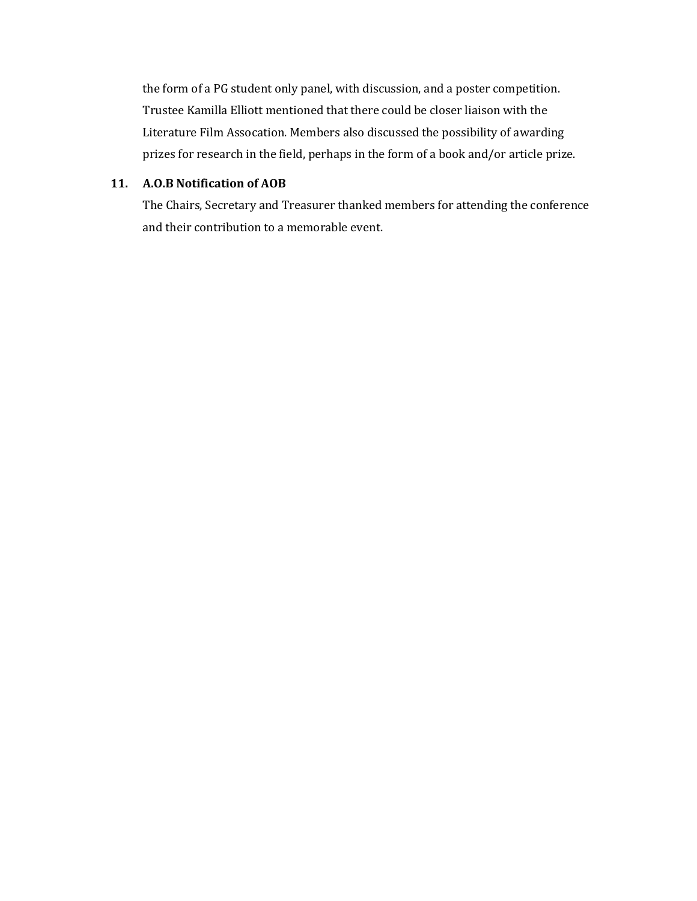the form of a PG student only panel, with discussion, and a poster competition. Trustee Kamilla Elliott mentioned that there could be closer liaison with the Literature Film Assocation. Members also discussed the possibility of awarding prizes for research in the field, perhaps in the form of a book and/or article prize.

**11. A.O.B Notification of AOB**

The Chairs, Secretary and Treasurer thanked members for attending the conference and their contribution to a memorable event.